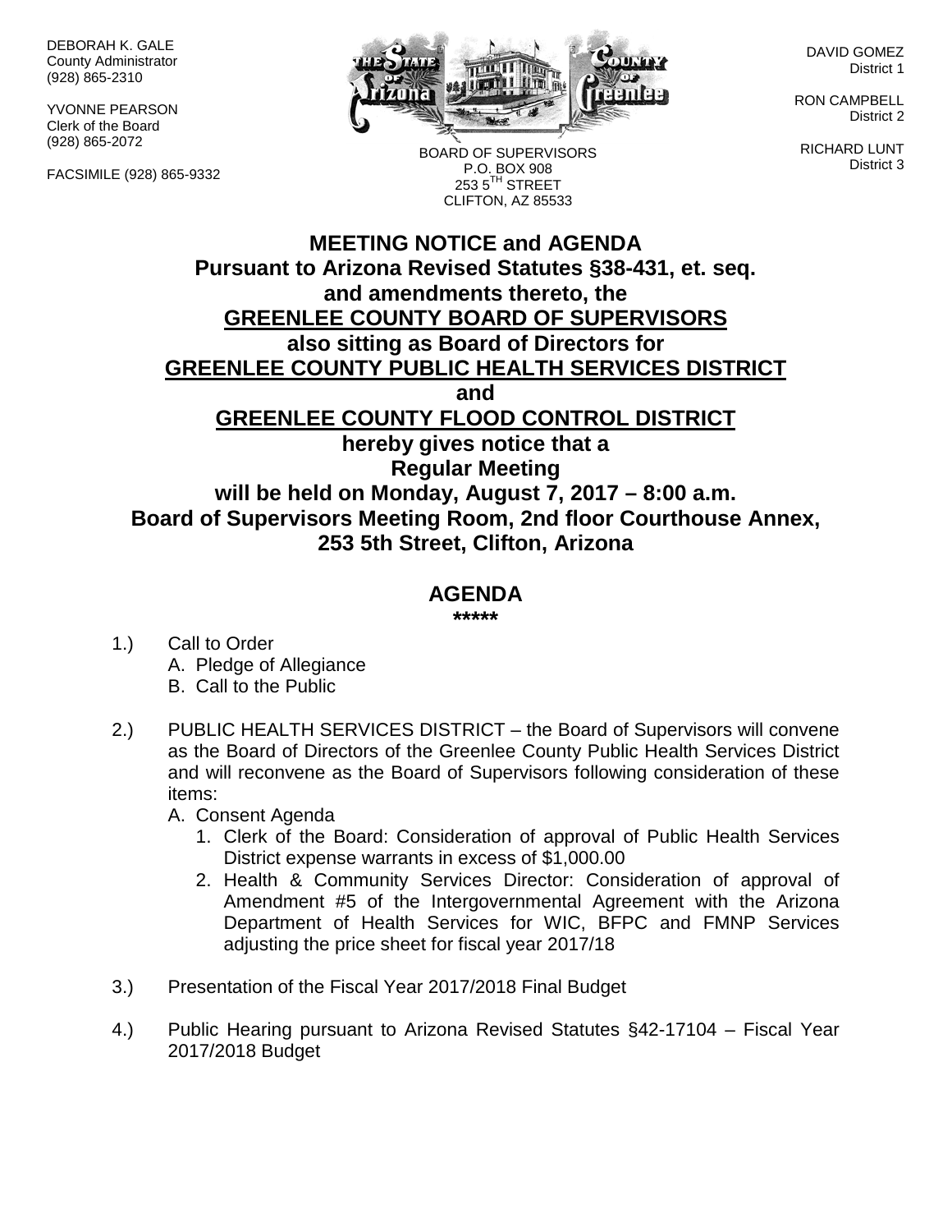DEBORAH K. GALE
County Administrator
(928) 865-2310

YVONNE PEARSON
Clerk of the Board
(928) 865-2072

FACSIMILE (928) 865-9332

BOARD OF SUPERVISORS
P.O. BOX 908
253 5TH STREET
CLIFTON, AZ 85533

DAVID GOMEZ
District 1

RON CAMPBELL
District 2

RICHARD LUNT
District 3

# MEETING NOTICE and AGENDA

**Pursuant to Arizona Revised Statutes §38-431, et. seq.**
**and amendments thereto, the**
**GREENLEE COUNTY BOARD OF SUPERVISORS**
**also sitting as Board of Directors for**
**GREENLEE COUNTY PUBLIC HEALTH SERVICES DISTRICT**
**and**
**GREENLEE COUNTY FLOOD CONTROL DISTRICT**
**hereby gives notice that a**
**Regular Meeting**
**will be held on Monday, August 7, 2017 – 8:00 a.m.**
**Board of Supervisors Meeting Room, 2nd floor Courthouse Annex,**
**253 5th Street, Clifton, Arizona**

## AGENDA

**\*\*\*\*\***

1.) Call to Order
   A. Pledge of Allegiance
   B. Call to the Public

2.) PUBLIC HEALTH SERVICES DISTRICT – the Board of Supervisors will convene as the Board of Directors of the Greenlee County Public Health Services District and will reconvene as the Board of Supervisors following consideration of these items:
   A. Consent Agenda
      1. Clerk of the Board: Consideration of approval of Public Health Services District expense warrants in excess of $1,000.00
      2. Health & Community Services Director: Consideration of approval of Amendment #5 of the Intergovernmental Agreement with the Arizona Department of Health Services for WIC, BFPC and FMNP Services adjusting the price sheet for fiscal year 2017/18

3.) Presentation of the Fiscal Year 2017/2018 Final Budget

4.) Public Hearing pursuant to Arizona Revised Statutes §42-17104 – Fiscal Year 2017/2018 Budget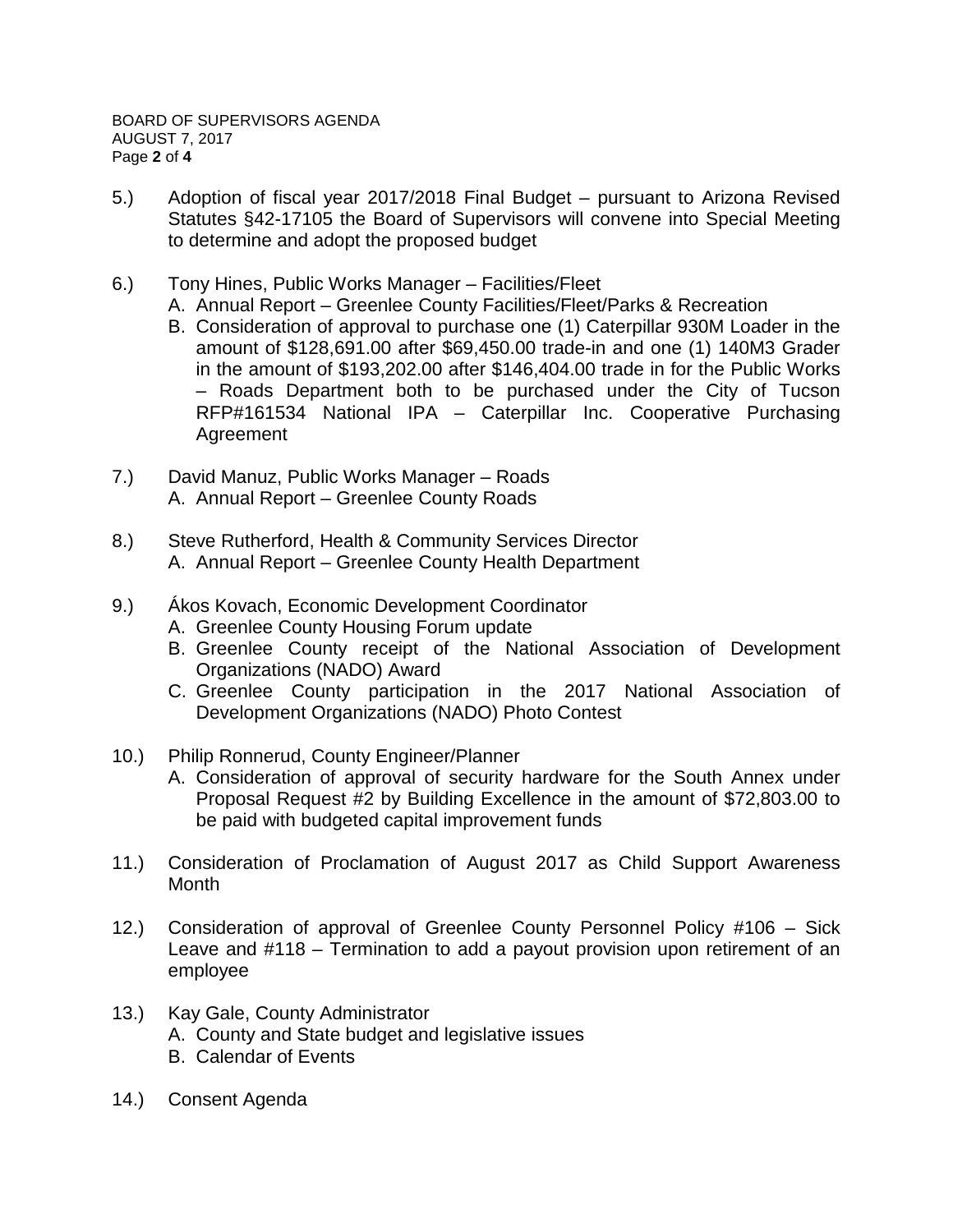5.) Adoption of fiscal year 2017/2018 Final Budget – pursuant to Arizona Revised Statutes §42-17105 the Board of Supervisors will convene into Special Meeting to determine and adopt the proposed budget

6.) Tony Hines, Public Works Manager – Facilities/Fleet
   - A. Annual Report – Greenlee County Facilities/Fleet/Parks & Recreation
   - B. Consideration of approval to purchase one (1) Caterpillar 930M Loader in the amount of $128,691.00 after $69,450.00 trade-in and one (1) 140M3 Grader in the amount of $193,202.00 after $146,404.00 trade in for the Public Works – Roads Department both to be purchased under the City of Tucson RFP#161534 National IPA – Caterpillar Inc. Cooperative Purchasing Agreement

7.) David Manuz, Public Works Manager – Roads
   - A. Annual Report – Greenlee County Roads

8.) Steve Rutherford, Health & Community Services Director
   - A. Annual Report – Greenlee County Health Department

9.) Ákos Kovach, Economic Development Coordinator
   - A. Greenlee County Housing Forum update
   - B. Greenlee County receipt of the National Association of Development Organizations (NADO) Award
   - C. Greenlee County participation in the 2017 National Association of Development Organizations (NADO) Photo Contest

10.) Philip Ronnerud, County Engineer/Planner
   - A. Consideration of approval of security hardware for the South Annex under Proposal Request #2 by Building Excellence in the amount of $72,803.00 to be paid with budgeted capital improvement funds

11.) Consideration of Proclamation of August 2017 as Child Support Awareness Month

12.) Consideration of approval of Greenlee County Personnel Policy #106 – Sick Leave and #118 – Termination to add a payout provision upon retirement of an employee

13.) Kay Gale, County Administrator
   - A. County and State budget and legislative issues
   - B. Calendar of Events

14.) Consent Agenda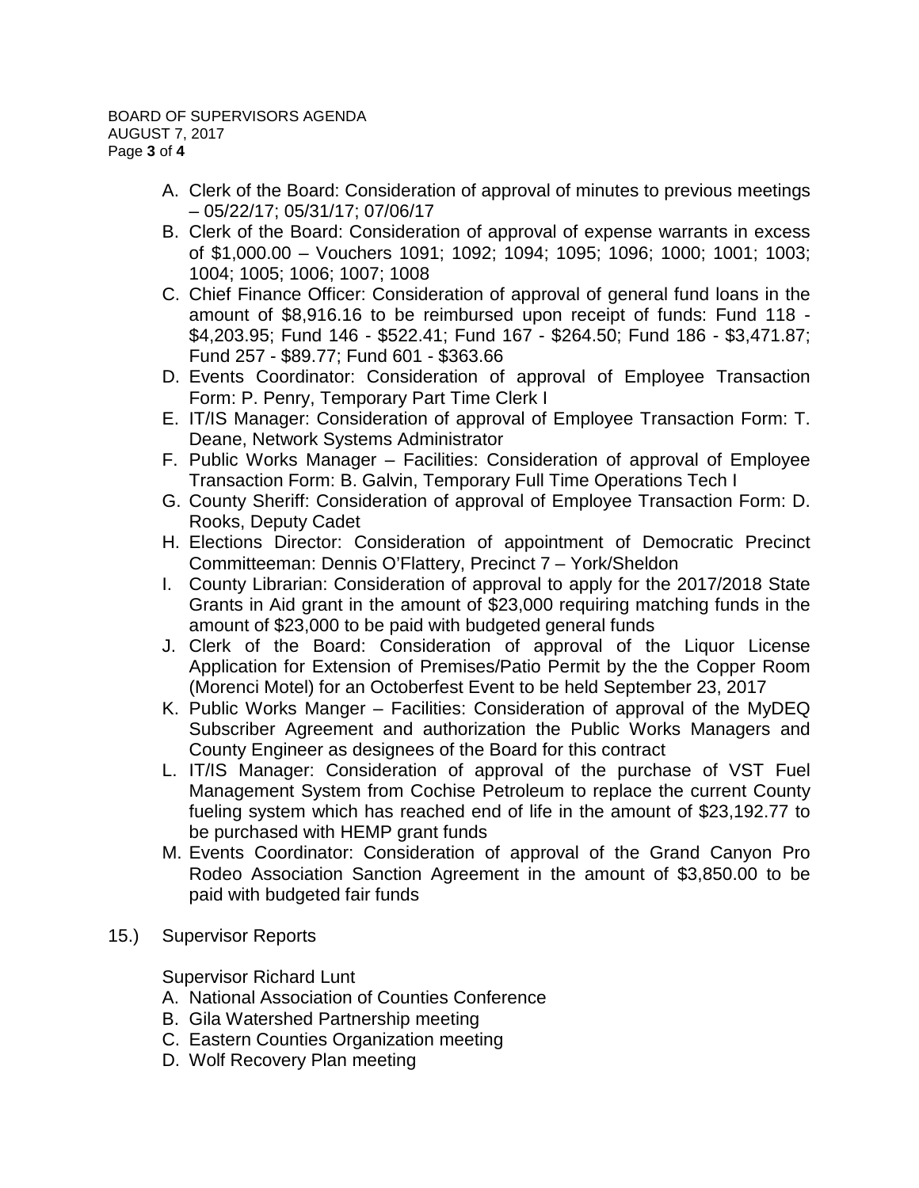A. Clerk of the Board: Consideration of approval of minutes to previous meetings – 05/22/17; 05/31/17; 07/06/17
B. Clerk of the Board: Consideration of approval of expense warrants in excess of $1,000.00 – Vouchers 1091; 1092; 1094; 1095; 1096; 1000; 1001; 1003; 1004; 1005; 1006; 1007; 1008
C. Chief Finance Officer: Consideration of approval of general fund loans in the amount of $8,916.16 to be reimbursed upon receipt of funds: Fund 118 - $4,203.95; Fund 146 - $522.41; Fund 167 - $264.50; Fund 186 - $3,471.87; Fund 257 - $89.77; Fund 601 - $363.66
D. Events Coordinator: Consideration of approval of Employee Transaction Form: P. Penry, Temporary Part Time Clerk I
E. IT/IS Manager: Consideration of approval of Employee Transaction Form: T. Deane, Network Systems Administrator
F. Public Works Manager – Facilities: Consideration of approval of Employee Transaction Form: B. Galvin, Temporary Full Time Operations Tech I
G. County Sheriff: Consideration of approval of Employee Transaction Form: D. Rooks, Deputy Cadet
H. Elections Director: Consideration of appointment of Democratic Precinct Committeeman: Dennis O'Flattery, Precinct 7 – York/Sheldon
I. County Librarian: Consideration of approval to apply for the 2017/2018 State Grants in Aid grant in the amount of $23,000 requiring matching funds in the amount of $23,000 to be paid with budgeted general funds
J. Clerk of the Board: Consideration of approval of the Liquor License Application for Extension of Premises/Patio Permit by the the Copper Room (Morenci Motel) for an Octoberfest Event to be held September 23, 2017
K. Public Works Manger – Facilities: Consideration of approval of the MyDEQ Subscriber Agreement and authorization the Public Works Managers and County Engineer as designees of the Board for this contract
L. IT/IS Manager: Consideration of approval of the purchase of VST Fuel Management System from Cochise Petroleum to replace the current County fueling system which has reached end of life in the amount of $23,192.77 to be purchased with HEMP grant funds
M. Events Coordinator: Consideration of approval of the Grand Canyon Pro Rodeo Association Sanction Agreement in the amount of $3,850.00 to be paid with budgeted fair funds

15.) Supervisor Reports

Supervisor Richard Lunt

A. National Association of Counties Conference
B. Gila Watershed Partnership meeting
C. Eastern Counties Organization meeting
D. Wolf Recovery Plan meeting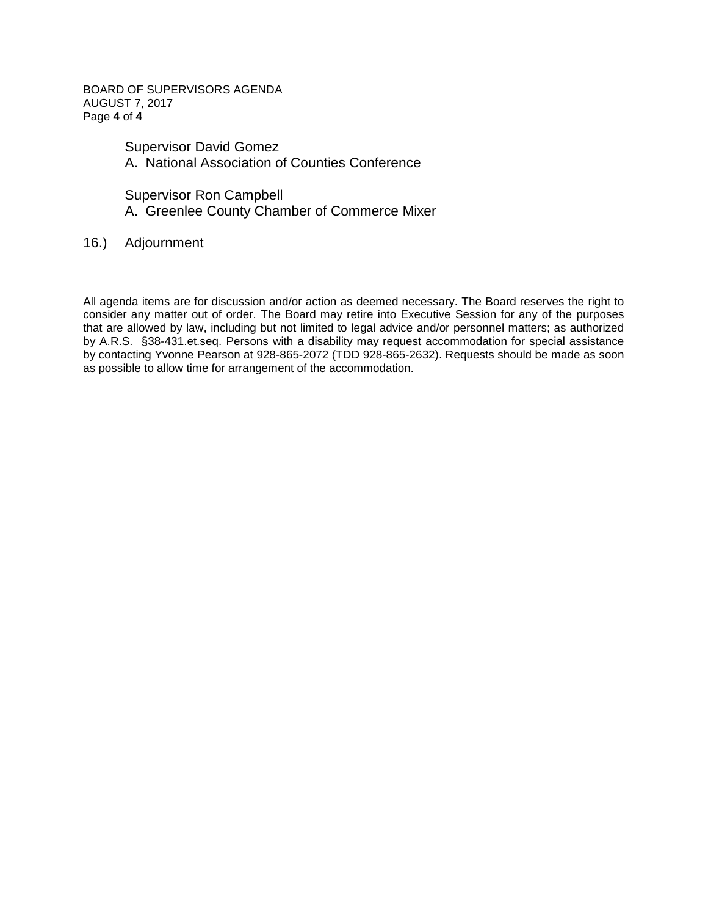Supervisor David Gomez
A. National Association of Counties Conference

Supervisor Ron Campbell
A. Greenlee County Chamber of Commerce Mixer

16.) Adjournment

All agenda items are for discussion and/or action as deemed necessary. The Board reserves the right to consider any matter out of order. The Board may retire into Executive Session for any of the purposes that are allowed by law, including but not limited to legal advice and/or personnel matters; as authorized by A.R.S. §38-431.et.seq. Persons with a disability may request accommodation for special assistance by contacting Yvonne Pearson at 928-865-2072 (TDD 928-865-2632). Requests should be made as soon as possible to allow time for arrangement of the accommodation.